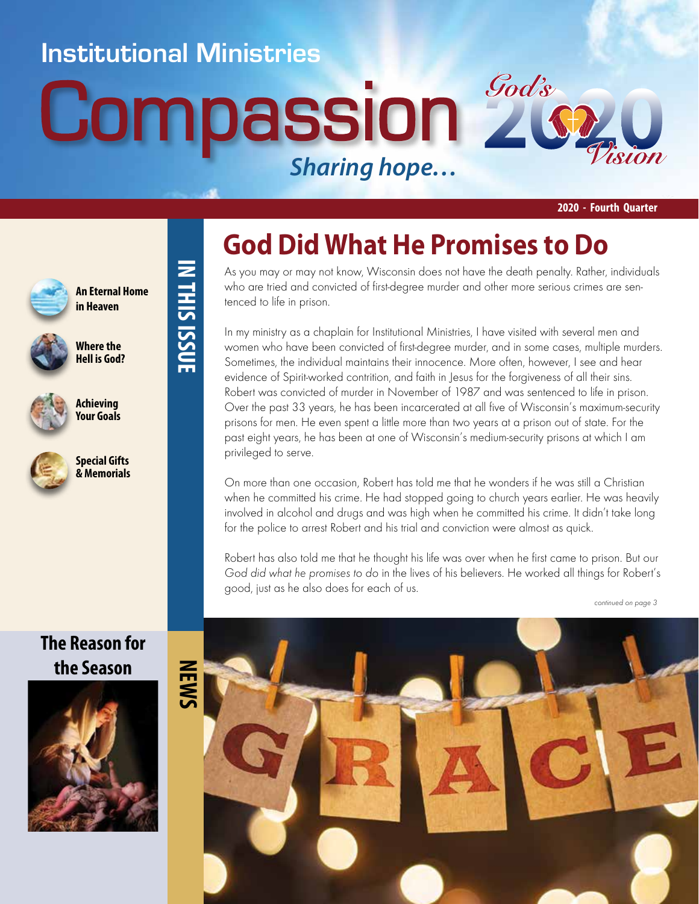Institutional Ministries

# Compassion

*Sharing hope…*

God's 2020 Vision

**2020 - Fourth Quarter**

## IN THIS ISSUE

**An Eternal Home in Heaven**

**Where the Hell is God?**

**Achieving Your Goals**

**Special Gifts & Memorials**

**The Reason for the Season**

## NEWS

# God Did What He Promises to Do

As you may or may not know, Wisconsin does not have the death penalty. Rather, individuals who are tried and convicted of first-degree murder and other more serious crimes are sentenced to life in prison.

In my ministry as a chaplain for Institutional Ministries, I have visited with several men and women who have been convicted of first-degree murder, and in some cases, multiple murders. Sometimes, the individual maintains their innocence. More often, however, I see and hear evidence of Spirit-worked contrition, and faith in Jesus for the forgiveness of all their sins. Robert was convicted of murder in November of 1987 and was sentenced to life in prison. Over the past 33 years, he has been incarcerated at all five of Wisconsin's maximum-security prisons for men. He even spent a little more than two years at a prison out of state. For the past eight years, he has been at one of Wisconsin's medium-security prisons at which I am privileged to serve.

On more than one occasion, Robert has told me that he wonders if he was still a Christian when he committed his crime. He had stopped going to church years earlier. He was heavily involved in alcohol and drugs and was high when he committed his crime. It didn't take long for the police to arrest Robert and his trial and conviction were almost as quick.

Robert has also told me that he thought his life was over when he first came to prison. But our *God did what he promises to do* in the lives of his believers. He worked all things for Robert's good, just as he also does for each of us.

*continued on page 3*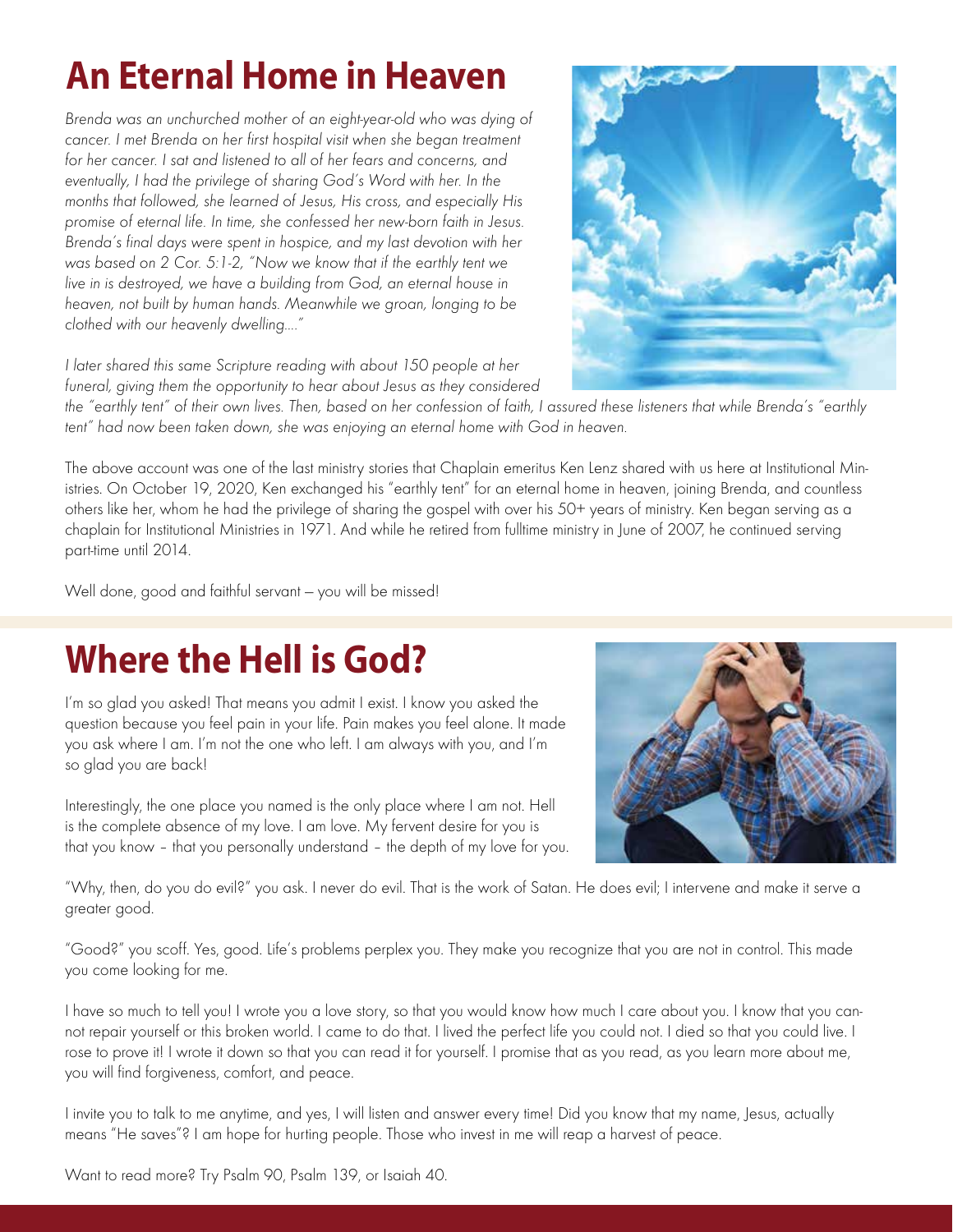# An Eternal Home in Heaven

*Brenda was an unchurched mother of an eight-year-old who was dying of cancer. I met Brenda on her first hospital visit when she began treatment for her cancer. I sat and listened to all of her fears and concerns, and eventually, I had the privilege of sharing God's Word with her. In the months that followed, she learned of Jesus, His cross, and especially His promise of eternal life. In time, she confessed her new-born faith in Jesus. Brenda's final days were spent in hospice, and my last devotion with her was based on 2 Cor. 5:1-2, "Now we know that if the earthly tent we live in is destroyed, we have a building from God, an eternal house in heaven, not built by human hands. Meanwhile we groan, longing to be clothed with our heavenly dwelling...."*

*I later shared this same Scripture reading with about 150 people at her funeral, giving them the opportunity to hear about Jesus as they considered the "earthly tent" of their own lives. Then, based on her confession of faith, I assured these listeners that while Brenda's "earthly tent" had now been taken down, she was enjoying an eternal home with God in heaven.*

The above account was one of the last ministry stories that Chaplain emeritus Ken Lenz shared with us here at Institutional Ministries. On October 19, 2020, Ken exchanged his "earthly tent" for an eternal home in heaven, joining Brenda, and countless others like her, whom he had the privilege of sharing the gospel with over his 50+ years of ministry. Ken began serving as a chaplain for Institutional Ministries in 1971. And while he retired from fulltime ministry in June of 2007, he continued serving part-time until 2014.

Well done, good and faithful servant – you will be missed!

# Where the Hell is God?

I'm so glad you asked! That means you admit I exist. I know you asked the question because you feel pain in your life. Pain makes you feel alone. It made you ask where I am. I'm not the one who left. I am always with you, and I'm so glad you are back!

Interestingly, the one place you named is the only place where I am not. Hell is the complete absence of my love. I am love. My fervent desire for you is that you know – that you personally understand – the depth of my love for you.

"Why, then, do you do evil?" you ask. I never do evil. That is the work of Satan. He does evil; I intervene and make it serve a greater good.

"Good?" you scoff. Yes, good. Life's problems perplex you. They make you recognize that you are not in control. This made you come looking for me.

I have so much to tell you! I wrote you a love story, so that you would know how much I care about you. I know that you cannot repair yourself or this broken world. I came to do that. I lived the perfect life you could not. I died so that you could live. I rose to prove it! I wrote it down so that you can read it for yourself. I promise that as you read, as you learn more about me, you will find forgiveness, comfort, and peace.

I invite you to talk to me anytime, and yes, I will listen and answer every time! Did you know that my name, Jesus, actually means "He saves"? I am hope for hurting people. Those who invest in me will reap a harvest of peace.

Want to read more? Try Psalm 90, Psalm 139, or Isaiah 40.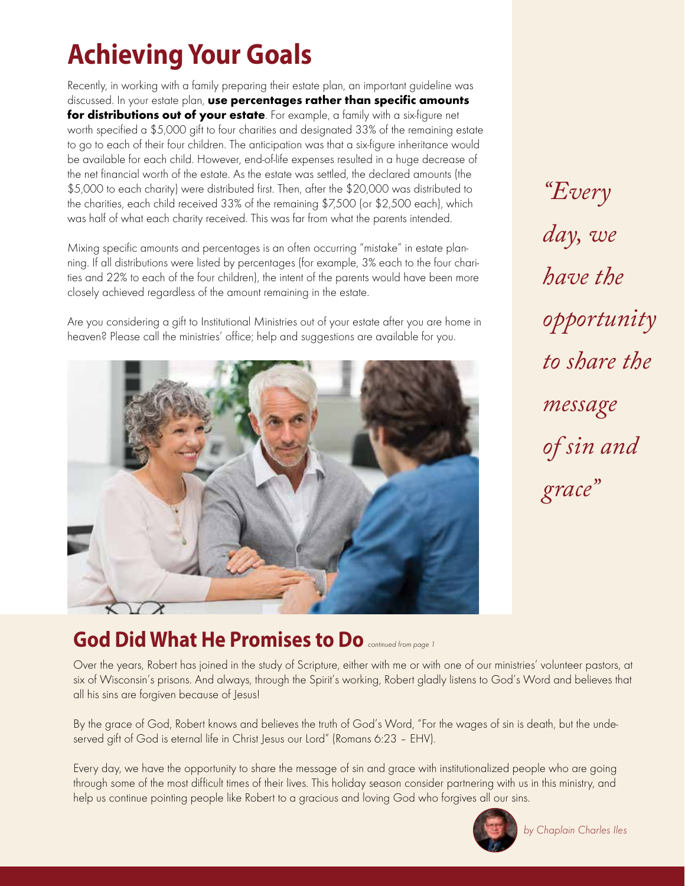# Achieving Your Goals

Recently, in working with a family preparing their estate plan, an important guideline was discussed. In your estate plan, **use percentages rather than specific amounts for distributions out of your estate**. For example, a family with a six-figure net worth specified a $5,000 gift to four charities and designated 33% of the remaining estate to go to each of their four children. The anticipation was that a six-figure inheritance would be available for each child. However, end-of-life expenses resulted in a huge decrease of the net financial worth of the estate. As the estate was settled, the declared amounts (the $5,000 to each charity) were distributed first. Then, after the $20,000 was distributed to the charities, each child received 33% of the remaining $7,500 (or $2,500 each), which was half of what each charity received. This was far from what the parents intended.

Mixing specific amounts and percentages is an often occurring "mistake" in estate planning. If all distributions were listed by percentages (for example, 3% each to the four charities and 22% to each of the four children), the intent of the parents would have been more closely achieved regardless of the amount remaining in the estate.

Are you considering a gift to Institutional Ministries out of your estate after you are home in heaven? Please call the ministries' office; help and suggestions are available for you.

*"Every day, we have the opportunity to share the message of sin and grace"*

## God Did What He Promises to Do *continued from page 1*

Over the years, Robert has joined in the study of Scripture, either with me or with one of our ministries' volunteer pastors, at six of Wisconsin's prisons. And always, through the Spirit's working, Robert gladly listens to God's Word and believes that all his sins are forgiven because of Jesus!

By the grace of God, Robert knows and believes the truth of God's Word, "For the wages of sin is death, but the undeserved gift of God is eternal life in Christ Jesus our Lord" (Romans 6:23 – EHV).

Every day, we have the opportunity to share the message of sin and grace with institutionalized people who are going through some of the most difficult times of their lives. This holiday season consider partnering with us in this ministry, and help us continue pointing people like Robert to a gracious and loving God who forgives all our sins.

*by Chaplain Charles Iles*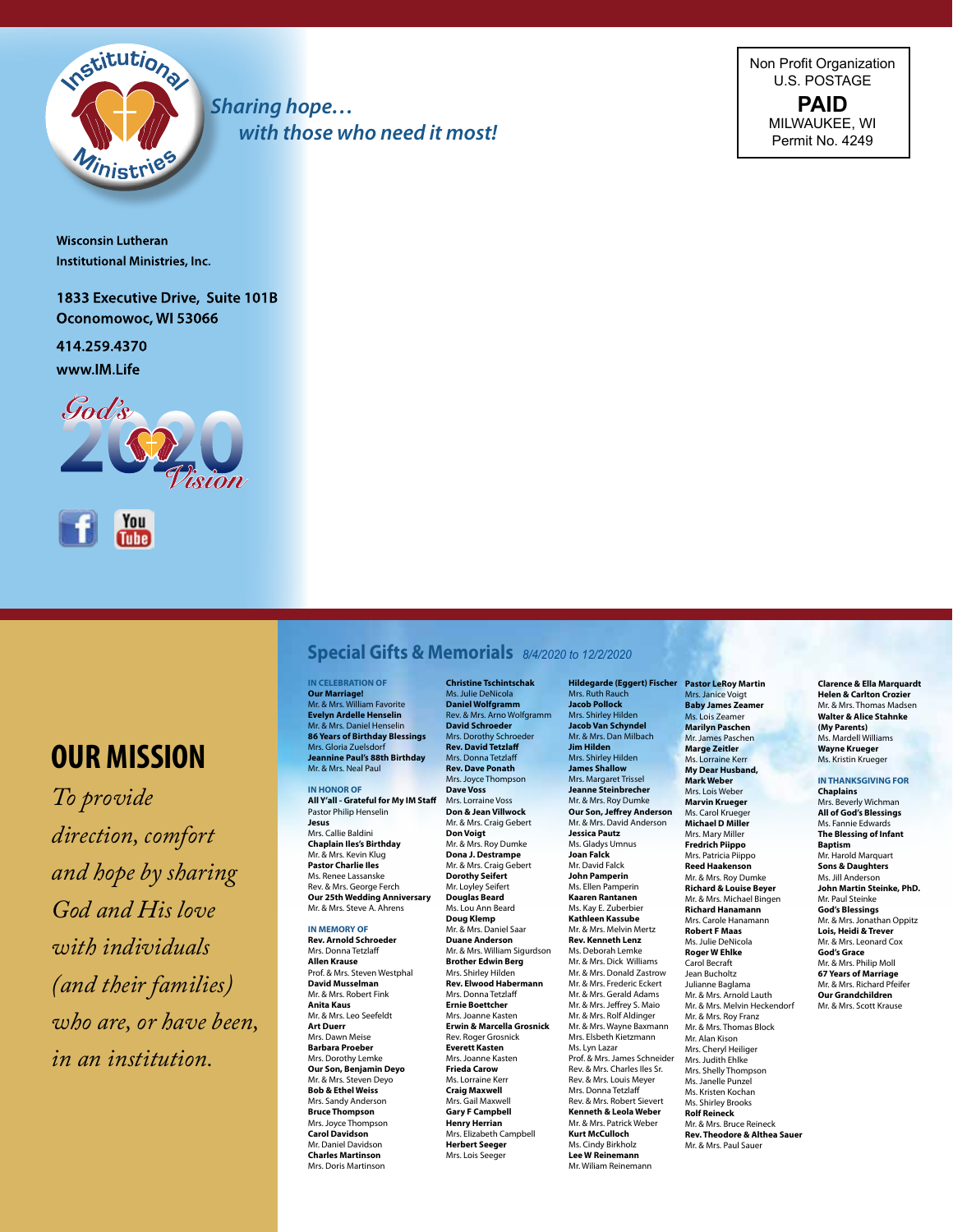Non Profit Organization
U.S. POSTAGE
**PAID**
MILWAUKEE, WI
Permit No. 4249

Institutional Ministries

*Sharing hope… with those who need it most!*

**Wisconsin Lutheran Institutional Ministries, Inc.**

**1833 Executive Drive, Suite 101B**
**Oconomowoc, WI 53066**

**414.259.4370**
**www.IM.Life**

God's 2020 Vision

# OUR MISSION

*To provide direction, comfort and hope by sharing God and His love with individuals (and their families) who are, or have been, in an institution.*

## Special Gifts & Memorials *8/4/2020 to 12/2/2020*

**IN CELEBRATION OF**

**Our Marriage!**
Mr. & Mrs. William Favorite
**Evelyn Ardelle Henselin**
Mr. & Mrs. Daniel Henselin
**86 Years of Birthday Blessings**
Mrs. Gloria Zuelsdorf
**Jeannine Paul's 88th Birthday**
Mr. & Mrs. Neal Paul

**IN HONOR OF**

**All Y'all - Grateful for My IM Staff**
Pastor Philip Henselin
**Jesus**
Mrs. Callie Baldini
**Chaplain Iles's Birthday**
Mr. & Mrs. Kevin Klug
**Pastor Charlie Iles**
Ms. Renee Lassanske
Rev. & Mrs. George Ferch
**Our 25th Wedding Anniversary**
Mr. & Mrs. Steve A. Ahrens

**IN MEMORY OF**

**Rev. Arnold Schroeder**
Mrs. Donna Tetzlaff
**Allen Krause**
Prof. & Mrs. Steven Westphal
**David Musselman**
Mr. & Mrs. Robert Fink
**Anita Kaus**
Mr. & Mrs. Leo Seefeldt
**Art Duerr**
Mrs. Dawn Meise
**Barbara Proeber**
Mrs. Dorothy Lemke
**Our Son, Benjamin Deyo**
Mr. & Mrs. Steven Deyo
**Bob & Ethel Weiss**
Mrs. Sandy Anderson
**Bruce Thompson**
Mrs. Joyce Thompson
**Carol Davidson**
Mr. Daniel Davidson
**Charles Martinson**
Mrs. Doris Martinson
**Christine Tschintschak**
Ms. Julie DeNicola
**Daniel Wolfgramm**
Rev. & Mrs. Arno Wolfgramm
**David Schroeder**
Mrs. Dorothy Schroeder
**Rev. David Tetzlaff**
Mrs. Donna Tetzlaff
**Rev. Dave Ponath**
Mrs. Joyce Thompson
**Dave Voss**
Mrs. Lorraine Voss
**Don & Jean Villwock**
Mr. & Mrs. Craig Gebert
**Don Voigt**
Mr. & Mrs. Roy Dumke
**Dona J. Destrampe**
Mr. & Mrs. Craig Gebert
**Dorothy Seifert**
Mr. Loyley Seifert
**Douglas Beard**
Ms. Lou Ann Beard
**Doug Klemp**
Mr. & Mrs. Daniel Saar
**Duane Anderson**
Mr. & Mrs. William Sigurdson
**Brother Edwin Berg**
Mrs. Shirley Hilden
**Rev. Elwood Habermann**
Mrs. Donna Tetzlaff
**Ernie Boettcher**
Mrs. Joanne Kasten
**Erwin & Marcella Grosnick**
Rev. Roger Grosnick
**Everett Kasten**
Mrs. Joanne Kasten
**Frieda Carow**
Ms. Lorraine Kerr
**Craig Maxwell**
Mrs. Gail Maxwell
**Gary F Campbell**
Mrs. Elizabeth Campbell
**Henry Herrian**
Mrs. Elizabeth Campbell
**Herbert Seeger**
Mrs. Lois Seeger
**Hildegarde (Eggert) Fischer**
Mrs. Ruth Rauch
**Jacob Pollock**
Mrs. Shirley Hilden
**Jacob Van Schyndel**
Mr. & Mrs. Dan Milbach
**Jim Hilden**
Mrs. Shirley Hilden
**James Shallow**
Mrs. Margaret Trissel
**Jeanne Steinbrecher**
Mr. & Mrs. Roy Dumke
**Our Son, Jeffrey Anderson**
Mr. & Mrs. David Anderson
**Jessica Pautz**
Ms. Gladys Umnus
**Joan Falck**
Mr. David Falck
**John Pamperin**
Ms. Ellen Pamperin
**Kaaren Rantanen**
Ms. Kay E. Zuberbier
**Kathleen Kassube**
Mr. & Mrs. Melvin Mertz
**Rev. Kenneth Lenz**
Ms. Deborah Lemke
Mr. & Mrs. Dick Williams
Mr. & Mrs. Donald Zastrow
Mr. & Mrs. Frederic Eckert
Mr. & Mrs. Gerald Adams
Mr. & Mrs. Jeffrey S. Maio
Mr. & Mrs. Rolf Aldinger
Mr. & Mrs. Wayne Baxmann
Mrs. Elsbeth Kietzmann
Ms. Lyn Lazar
Prof. & Mrs. James Schneider
Rev. & Mrs. Charles Iles Sr.
Rev. & Mrs. Louis Meyer
Mrs. Donna Tetzlaff
Rev. & Mrs. Robert Sievert
**Kenneth & Leola Weber**
Mr. & Mrs. Patrick Weber
**Kurt McCulloch**
Ms. Cindy Birkholz
**Lee W Reinemann**
Mr. Wiliam Reinemann
**Pastor LeRoy Martin**
Mrs. Janice Voigt
**Baby James Zeamer**
Ms. Lois Zeamer
**Marilyn Paschen**
Mr. James Paschen
**Marge Zeitler**
Ms. Lorraine Kerr
**My Dear Husband, Mark Weber**
Mrs. Lois Weber
**Marvin Krueger**
Ms. Carol Krueger
**Michael D Miller**
Mrs. Mary Miller
**Fredrich Piippo**
Mrs. Patricia Piippo
**Reed Haakenson**
Mr. & Mrs. Roy Dumke
**Richard & Louise Beyer**
Mr. & Mrs. Michael Bingen
**Richard Hanamann**
Mrs. Carole Hanamann
**Robert F Maas**
Ms. Julie DeNicola
**Roger W Ehlke**
Carol Becraft
Jean Bucholtz
Julianne Baglama
Mr. & Mrs. Arnold Lauth
Mr. & Mrs. Melvin Heckendorf
Mr. & Mrs. Roy Franz
Mr. & Mrs. Thomas Block
Mr. Alan Kison
Mrs. Cheryl Heiliger
Mrs. Judith Ehlke
Mrs. Shelly Thompson
Ms. Janelle Punzel
Ms. Kristen Kochan
Ms. Shirley Brooks
**Rolf Reineck**
Mr. & Mrs. Bruce Reineck
**Rev. Theodore & Althea Sauer**
Mr. & Mrs. Paul Sauer
**Clarence & Ella Marquardt**
**Helen & Carlton Crozier**
Mr. & Mrs. Thomas Madsen
**Walter & Alice Stahnke (My Parents)**
Ms. Mardell Williams
**Wayne Krueger**
Ms. Kristin Krueger

**IN THANKSGIVING FOR**

**Chaplains**
Mrs. Beverly Wichman
**All of God's Blessings**
Ms. Fannie Edwards
**The Blessing of Infant Baptism**
Mr. Harold Marquart
**Sons & Daughters**
Ms. Jill Anderson
**John Martin Steinke, PhD.**
Mr. Paul Steinke
**God's Blessings**
Mr. & Mrs. Jonathan Oppitz
**Lois, Heidi & Trever**
Mr. & Mrs. Leonard Cox
**God's Grace**
Mr. & Mrs. Philip Moll
**67 Years of Marriage**
Mr. & Mrs. Richard Pfeifer
**Our Grandchildren**
Mr. & Mrs. Scott Krause